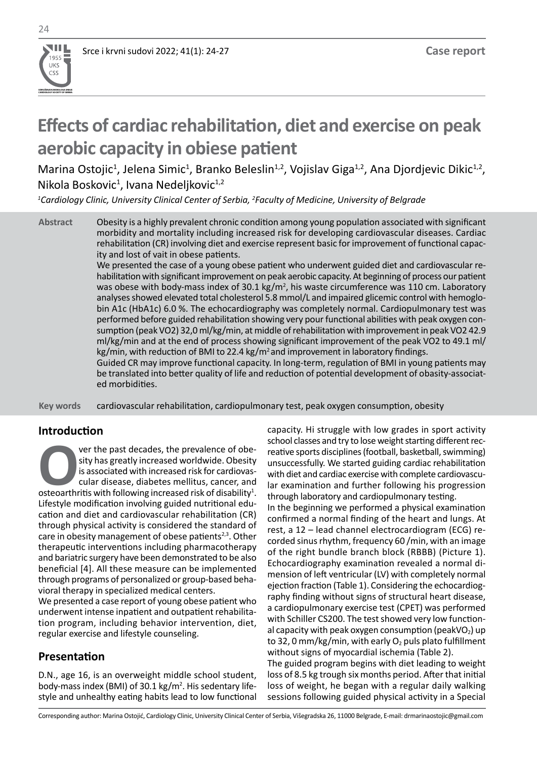Case report

# Effects of cardiac rehabilitation, diet and exercise on peak aerobic capacity in obiese patient

Marina Ostojic[1], Jelena Simic[1], Branko Beleslin[1,2], Vojislav Giga[1,2], Ana Djordjevic Dikic[1,2], Nikola Boskovic[1], Ivana Nedeljkovic[1,2]

*[1]Cardiology Clinic, University Clinical Center of Serbia, [2]Faculty of Medicine, University of Belgrade*

**Abstract** Obesity is a highly prevalent chronic condition among young population associated with significant morbidity and mortality including increased risk for developing cardiovascular diseases. Cardiac rehabilitation (CR) involving diet and exercise represent basic for improvement of functional capacity and lost of vait in obese patients.

We presented the case of a young obese patient who underwent guided diet and cardiovascular rehabilitation with significant improvement on peak aerobic capacity. At beginning of process our patient was obese with body-mass index of 30.1 kg/m$^2$, his waste circumference was 110 cm. Laboratory analyses showed elevated total cholesterol 5.8 mmol/L and impaired glicemic control with hemoglobin A1c (HbA1c) 6.0 %. The echocardiography was completely normal. Cardiopulmonary test was performed before guided rehabilitation showing very pour functional abilities with peak oxygen consumption (peak VO2) 32,0 ml/kg/min, at middle of rehabilitation with improvement in peak VO2 42.9 ml/kg/min and at the end of process showing significant improvement of the peak VO2 to 49.1 ml/kg/min, with reduction of BMI to 22.4 kg/m$^2$ and improvement in laboratory findings.

Guided CR may improve functional capacity. In long-term, regulation of BMI in young patients may be translated into better quality of life and reduction of potential development of obasity-associated morbidities.

**Key words** cardiovascular rehabilitation, cardiopulmonary test, peak oxygen consumption, obesity

## Introduction

Over the past decades, the prevalence of obesity has greatly increased worldwide. Obesity is associated with increased risk for cardiovascular disease, diabetes mellitus, cancer, and osteoarthritis with following increased risk of disability[1]. Lifestyle modification involving guided nutritional education and diet and cardiovascular rehabilitation (CR) through physical activity is considered the standard of care in obesity management of obese patients[2,3]. Other therapeutic interventions including pharmacotherapy and bariatric surgery have been demonstrated to be also beneficial [4]. All these measure can be implemented through programs of personalized or group-based behavioral therapy in specialized medical centers.

We presented a case report of young obese patient who underwent intense inpatient and outpatient rehabilitation program, including behavior intervention, diet, regular exercise and lifestyle counseling.

## Presentation

D.N., age 16, is an overweight middle school student, body-mass index (BMI) of 30.1 kg/m$^2$. His sedentary lifestyle and unhealthy eating habits lead to low functional capacity. Hi struggle with low grades in sport activity school classes and try to lose weight starting different recreative sports disciplines (football, basketball, swimming) unsuccessfully. We started guiding cardiac rehabilitation with diet and cardiac exercise with complete cardiovascular examination and further following his progression through laboratory and cardiopulmonary testing.

In the beginning we performed a physical examination confirmed a normal finding of the heart and lungs. At rest, a 12 – lead channel electrocardiogram (ECG) recorded sinus rhythm, frequency 60 /min, with an image of the right bundle branch block (RBBB) (Picture 1). Echocardiography examination revealed a normal dimension of left ventricular (LV) with completely normal ejection fraction (Table 1). Considering the echocardiography finding without signs of structural heart disease, a cardiopulmonary exercise test (CPET) was performed with Schiller CS200. The test showed very low functional capacity with peak oxygen consumption (peakVO$_2$) up to 32, 0 mm/kg/min, with early O$_2$ puls plato fulfillment without signs of myocardial ischemia (Table 2).

The guided program begins with diet leading to weight loss of 8.5 kg trough six months period. After that initial loss of weight, he began with a regular daily walking sessions following guided physical activity in a Special

Corresponding author: Marina Ostojić, Cardiology Clinic, University Clinical Center of Serbia, Višegradska 26, 11000 Belgrade, E-mail: drmarinaostojic@gmail.com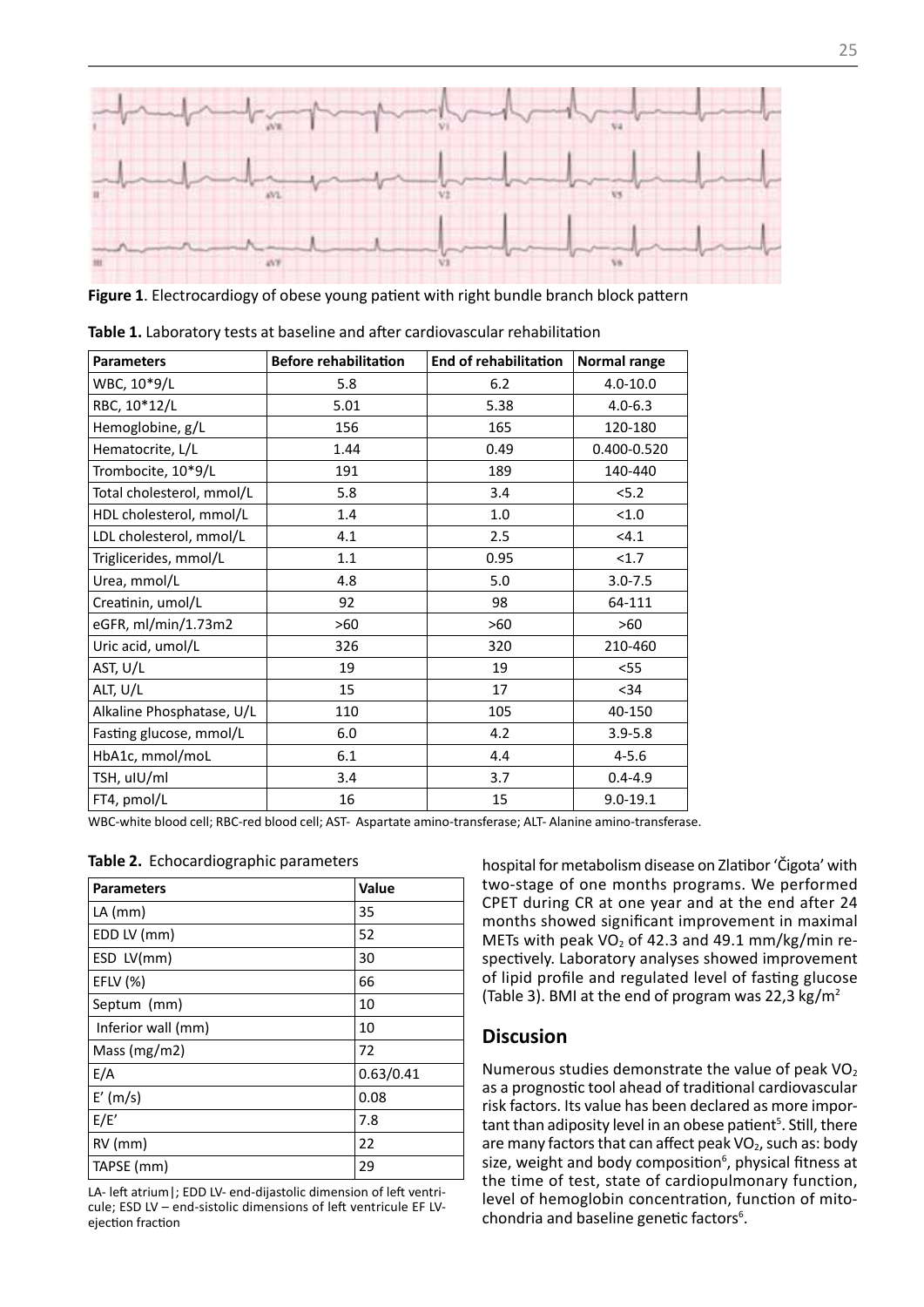**Figure 1**. Electrocardiogy of obese young patient with right bundle branch block pattern

**Table 1.** Laboratory tests at baseline and after cardiovascular rehabilitation

| Parameters | Before rehabilitation | End of rehabilitation | Normal range |
|---|---|---|---|
| WBC, 10*9/L | 5.8 | 6.2 | 4.0-10.0 |
| RBC, 10*12/L | 5.01 | 5.38 | 4.0-6.3 |
| Hemoglobine, g/L | 156 | 165 | 120-180 |
| Hematocrite, L/L | 1.44 | 0.49 | 0.400-0.520 |
| Trombocite, 10*9/L | 191 | 189 | 140-440 |
| Total cholesterol, mmol/L | 5.8 | 3.4 | <5.2 |
| HDL cholesterol, mmol/L | 1.4 | 1.0 | <1.0 |
| LDL cholesterol, mmol/L | 4.1 | 2.5 | <4.1 |
| Triglicerides, mmol/L | 1.1 | 0.95 | <1.7 |
| Urea, mmol/L | 4.8 | 5.0 | 3.0-7.5 |
| Creatinin, umol/L | 92 | 98 | 64-111 |
| eGFR, ml/min/1.73m2 | >60 | >60 | >60 |
| Uric acid, umol/L | 326 | 320 | 210-460 |
| AST, U/L | 19 | 19 | <55 |
| ALT, U/L | 15 | 17 | <34 |
| Alkaline Phosphatase, U/L | 110 | 105 | 40-150 |
| Fasting glucose, mmol/L | 6.0 | 4.2 | 3.9-5.8 |
| HbA1c, mmol/moL | 6.1 | 4.4 | 4-5.6 |
| TSH, uIU/ml | 3.4 | 3.7 | 0.4-4.9 |
| FT4, pmol/L | 16 | 15 | 9.0-19.1 |

WBC-white blood cell; RBC-red blood cell; AST- Aspartate amino-transferase; ALT- Alanine amino-transferase.

**Table 2.** Echocardiographic parameters

| Parameters | Value |
|---|---|
| LA (mm) | 35 |
| EDD LV (mm) | 52 |
| ESD LV(mm) | 30 |
| EFLV (%) | 66 |
| Septum (mm) | 10 |
| Inferior wall (mm) | 10 |
| Mass (mg/m2) | 72 |
| E/A | 0.63/0.41 |
| E' (m/s) | 0.08 |
| E/E' | 7.8 |
| RV (mm) | 22 |
| TAPSE (mm) | 29 |

LA- left atrium|; EDD LV- end-dijastolic dimension of left ventricule; ESD LV – end-sistolic dimensions of left ventricule EF LV-ejection fraction

hospital for metabolism disease on Zlatibor 'Čigota' with two-stage of one months programs. We performed CPET during CR at one year and at the end after 24 months showed significant improvement in maximal METs with peak $VO_2$ of 42.3 and 49.1 mm/kg/min respectively. Laboratory analyses showed improvement of lipid profile and regulated level of fasting glucose (Table 3). BMI at the end of program was 22,3 kg/m$^2$

## Discusion

Numerous studies demonstrate the value of peak $VO_2$ as a prognostic tool ahead of traditional cardiovascular risk factors. Its value has been declared as more important than adiposity level in an obese patient[5]. Still, there are many factors that can affect peak $VO_2$, such as: body size, weight and body composition[6], physical fitness at the time of test, state of cardiopulmonary function, level of hemoglobin concentration, function of mitochondria and baseline genetic factors[6].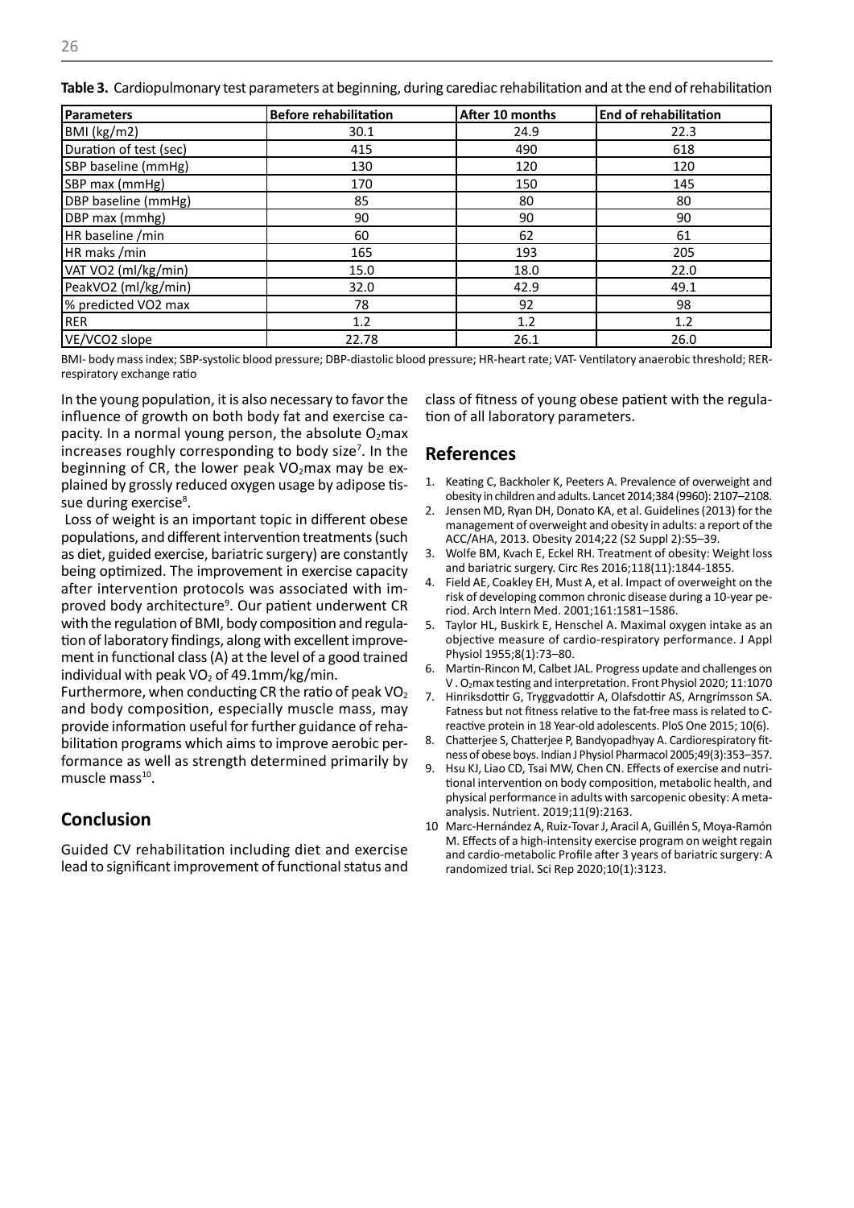**Table 3.** Cardiopulmonary test parameters at beginning, during caredіac rehabilitation and at the end of rehabilitation

| Parameters | Before rehabilitation | After 10 months | End of rehabilitation |
|---|---|---|---|
| BMI (kg/m2) | 30.1 | 24.9 | 22.3 |
| Duration of test (sec) | 415 | 490 | 618 |
| SBP baseline (mmHg) | 130 | 120 | 120 |
| SBP max (mmHg) | 170 | 150 | 145 |
| DBP baseline (mmHg) | 85 | 80 | 80 |
| DBP max (mmhg) | 90 | 90 | 90 |
| HR baseline /min | 60 | 62 | 61 |
| HR maks /min | 165 | 193 | 205 |
| VAT VO2 (ml/kg/min) | 15.0 | 18.0 | 22.0 |
| PeakVO2 (ml/kg/min) | 32.0 | 42.9 | 49.1 |
| % predicted VO2 max | 78 | 92 | 98 |
| RER | 1.2 | 1.2 | 1.2 |
| VE/VCO2 slope | 22.78 | 26.1 | 26.0 |

BMI- body mass index; SBP-systolic blood pressure; DBP-diastolic blood pressure; HR-heart rate; VAT- Ventilatory anaerobic threshold; RER-respiratory exchange ratio

In the young population, it is also necessary to favor the influence of growth on both body fat and exercise capacity. In a normal young person, the absolute $O_2$max increases roughly corresponding to body size[7]. In the beginning of CR, the lower peak $VO_2$max may be explained by grossly reduced oxygen usage by adipose tissue during exercise[8].

Loss of weight is an important topic in different obese populations, and different intervention treatments (such as diet, guided exercise, bariatric surgery) are constantly being optimized. The improvement in exercise capacity after intervention protocols was associated with improved body architecture[9]. Our patient underwent CR with the regulation of BMI, body composition and regulation of laboratory findings, along with excellent improvement in functional class (A) at the level of a good trained individual with peak $VO_2$ of 49.1mm/kg/min.

Furthermore, when conducting CR the ratio of peak $VO_2$ and body composition, especially muscle mass, may provide information useful for further guidance of rehabilitation programs which aims to improve aerobic performance as well as strength determined primarily by muscle mass[10].

## Conclusion

Guided CV rehabilitation including diet and exercise lead to significant improvement of functional status and class of fitness of young obese patient with the regulation of all laboratory parameters.

## References

1. Keating C, Backholer K, Peeters A. Prevalence of overweight and obesity in children and adults. Lancet 2014;384 (9960): 2107–2108.
2. Jensen MD, Ryan DH, Donato KA, et al. Guidelines (2013) for the management of overweight and obesity in adults: a report of the ACC/AHA, 2013. Obesity 2014;22 (S2 Suppl 2):S5–39.
3. Wolfe BM, Kvach E, Eckel RH. Treatment of obesity: Weight loss and bariatric surgery. Circ Res 2016;118(11):1844-1855.
4. Field AE, Coakley EH, Must A, et al. Impact of overweight on the risk of developing common chronic disease during a 10-year period. Arch Intern Med. 2001;161:1581–1586.
5. Taylor HL, Buskirk E, Henschel A. Maximal oxygen intake as an objective measure of cardio-respiratory performance. J Appl Physiol 1955;8(1):73–80.
6. Martin-Rincon M, Calbet JAL. Progress update and challenges on V . $O_2$max testing and interpretation. Front Physiol 2020; 11:1070
7. Hinriksdottir G, Tryggvadottir A, Olafsdottir AS, Arngrímsson SA. Fatness but not fitness relative to the fat-free mass is related to C-reactive protein in 18 Year-old adolescents. PloS One 2015; 10(6).
8. Chatterjee S, Chatterjee P, Bandyopadhyay A. Cardiorespiratory fitness of obese boys. Indian J Physiol Pharmacol 2005;49(3):353–357.
9. Hsu KJ, Liao CD, Tsai MW, Chen CN. Effects of exercise and nutritional intervention on body composition, metabolic health, and physical performance in adults with sarcopenic obesity: A meta-analysis. Nutrient. 2019;11(9):2163.
10. Marc-Hernández A, Ruiz-Tovar J, Aracil A, Guillén S, Moya-Ramón M. Effects of a high-intensity exercise program on weight regain and cardio-metabolic Profile after 3 years of bariatric surgery: A randomized trial. Sci Rep 2020;10(1):3123.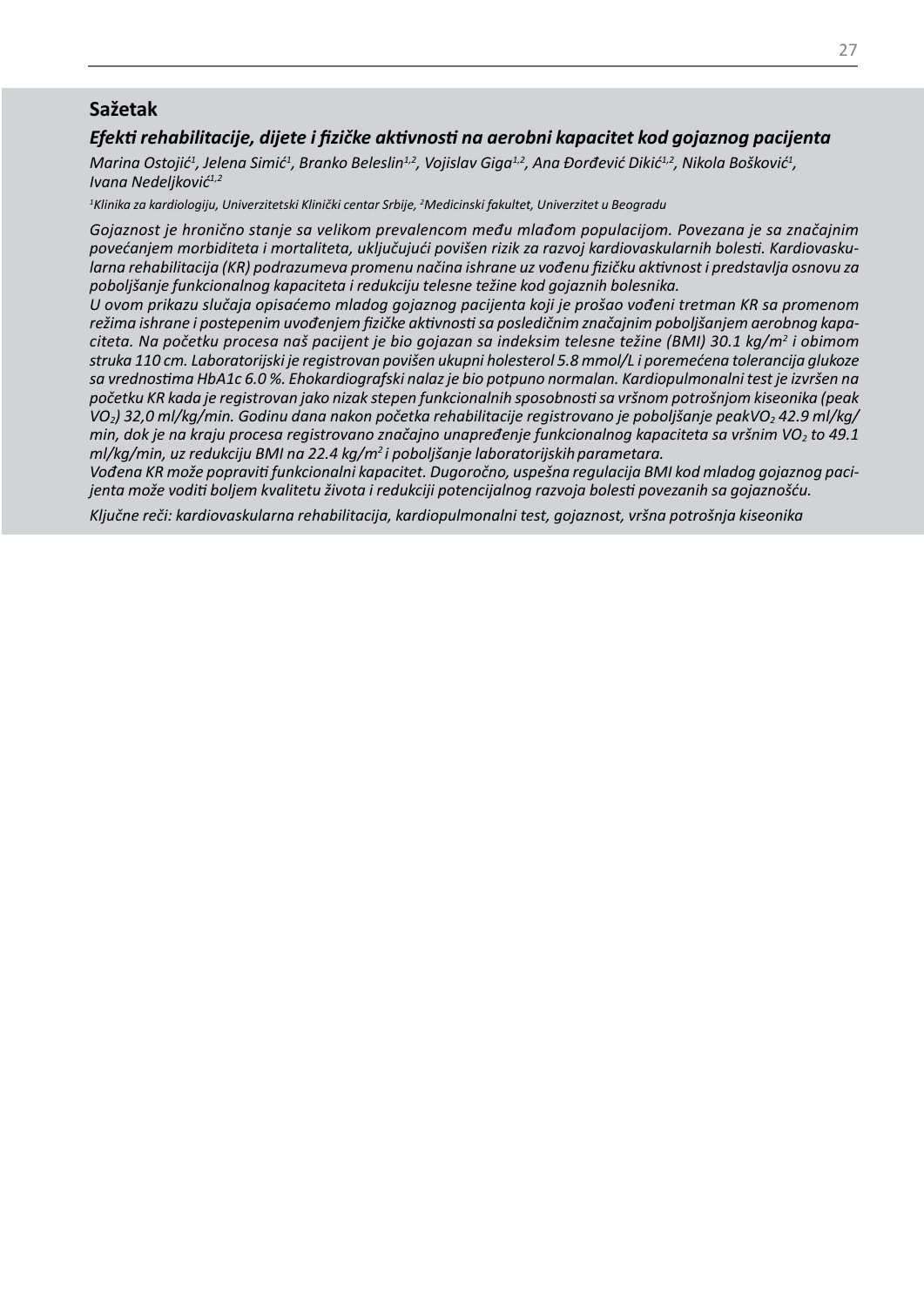## Sažetak

### *Efekti rehabilitacije, dijete i fizičke aktivnosti na aerobni kapacitet kod gojaznog pacijenta*

*Marina Ostojić[1], Jelena Simić[1], Branko Beleslin[1,2], Vojislav Giga[1,2], Ana Đorđević Dikić[1,2], Nikola Bošković[1], Ivana Nedeljković[1,2]*

*[1]Klinika za kardiologiju, Univerzitetski Klinički centar Srbije, [2]Medicinski fakultet, Univerzitet u Beogradu*

*Gojaznost je hronično stanje sa velikom prevalencom među mlađom populacijom. Povezana je sa značajnim povećanjem morbiditeta i mortaliteta, uključujući povišen rizik za razvoj kardiovaskularnih bolesti. Kardiovaskularna rehabilitacija (KR) podrazumeva promenu načina ishrane uz vođenu fizičku aktivnost i predstavlja osnovu za poboljšanje funkcionalnog kapaciteta i redukciju telesne težine kod gojaznih bolesnika.*

*U ovom prikazu slučaja opisaćemo mladog gojaznog pacijenta koji je prošao vođeni tretman KR sa promenom režima ishrane i postepenim uvođenjem fizičke aktivnosti sa posledičnim značajnim poboljšanjem aerobnog kapaciteta. Na početku procesa naš pacijent je bio gojazan sa indeksim telesne težine (BMI) 30.1 kg/m$^2$ i obimom struka 110 cm. Laboratorijski je registrovan povišen ukupni holesterol 5.8 mmol/L i poremećena tolerancija glukoze sa vrednostima HbA1c 6.0 %. Ehokardiografski nalaz je bio potpuno normalan. Kardiopulmonalni test je izvršen na početku KR kada je registrovan jako nizak stepen funkcionalnih sposobnosti sa vršnom potrošnjom kiseonika (peak $VO_2$) 32,0 ml/kg/min. Godinu dana nakon početka rehabilitacije registrovano je poboljšanje peak$VO_2$ 42.9 ml/kg/min, dok je na kraju procesa registrovano značajno unapređenje funkcionalnog kapaciteta sa vršnim $VO_2$ to 49.1 ml/kg/min, uz redukciju BMI na 22.4 kg/m$^2$ i poboljšanje laboratorijskih parametara.*

*Vođena KR može popraviti funkcionalni kapacitet. Dugoročno, uspešna regulacija BMI kod mladog gojaznog pacijenta može voditi boljem kvalitetu života i redukciji potencijalnog razvoja bolesti povezanih sa gojaznošću.*

*Ključne reči: kardiovaskularna rehabilitacija, kardiopulmonalni test, gojaznost, vršna potrošnja kiseonika*